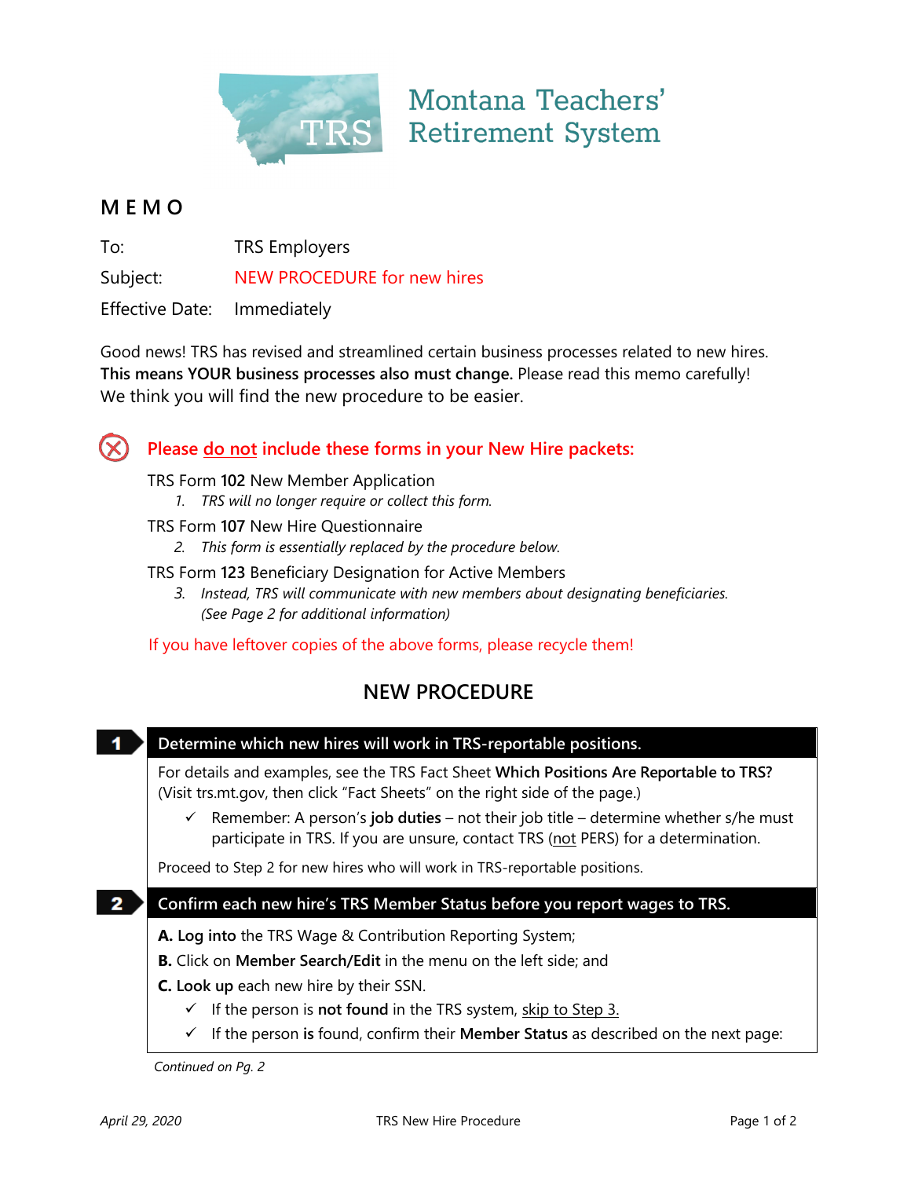# Montana Teachers' Retirement System

## MEMO

To: TRS Employers

Subject: NEW PROCEDURE for new hires

Effective Date: Immediately

Good news! TRS has revised and streamlined certain business processes related to new hires. **This means YOUR business processes also must change.** Please read this memo carefully! We think you will find the new procedure to be easier.

### Please do not include these forms in your New Hire packets:

TRS Form **102** New Member Application

1. *TRS will no longer require or collect this form.*

TRS Form **107** New Hire Questionnaire

2. *This form is essentially replaced by the procedure below.*

TRS Form **123** Beneficiary Designation for Active Members

3. *Instead, TRS will communicate with new members about designating beneficiaries. (See Page 2 for additional information)*

If you have leftover copies of the above forms, please recycle them!

## NEW PROCEDURE

### 1 Determine which new hires will work in TRS-reportable positions.

For details and examples, see the TRS Fact Sheet **Which Positions Are Reportable to TRS?** (Visit trs.mt.gov, then click "Fact Sheets" on the right side of the page.)

- ✓ Remember: A person's **job duties** – not their job title – determine whether s/he must participate in TRS. If you are unsure, contact TRS (not PERS) for a determination.

Proceed to Step 2 for new hires who will work in TRS-reportable positions.

### 2 Confirm each new hire's TRS Member Status before you report wages to TRS.

**A. Log into** the TRS Wage & Contribution Reporting System;

**B.** Click on **Member Search/Edit** in the menu on the left side; and

**C. Look up** each new hire by their SSN.

- ✓ If the person is **not found** in the TRS system, skip to Step 3.
- ✓ If the person **is** found, confirm their **Member Status** as described on the next page:

*Continued on Pg. 2*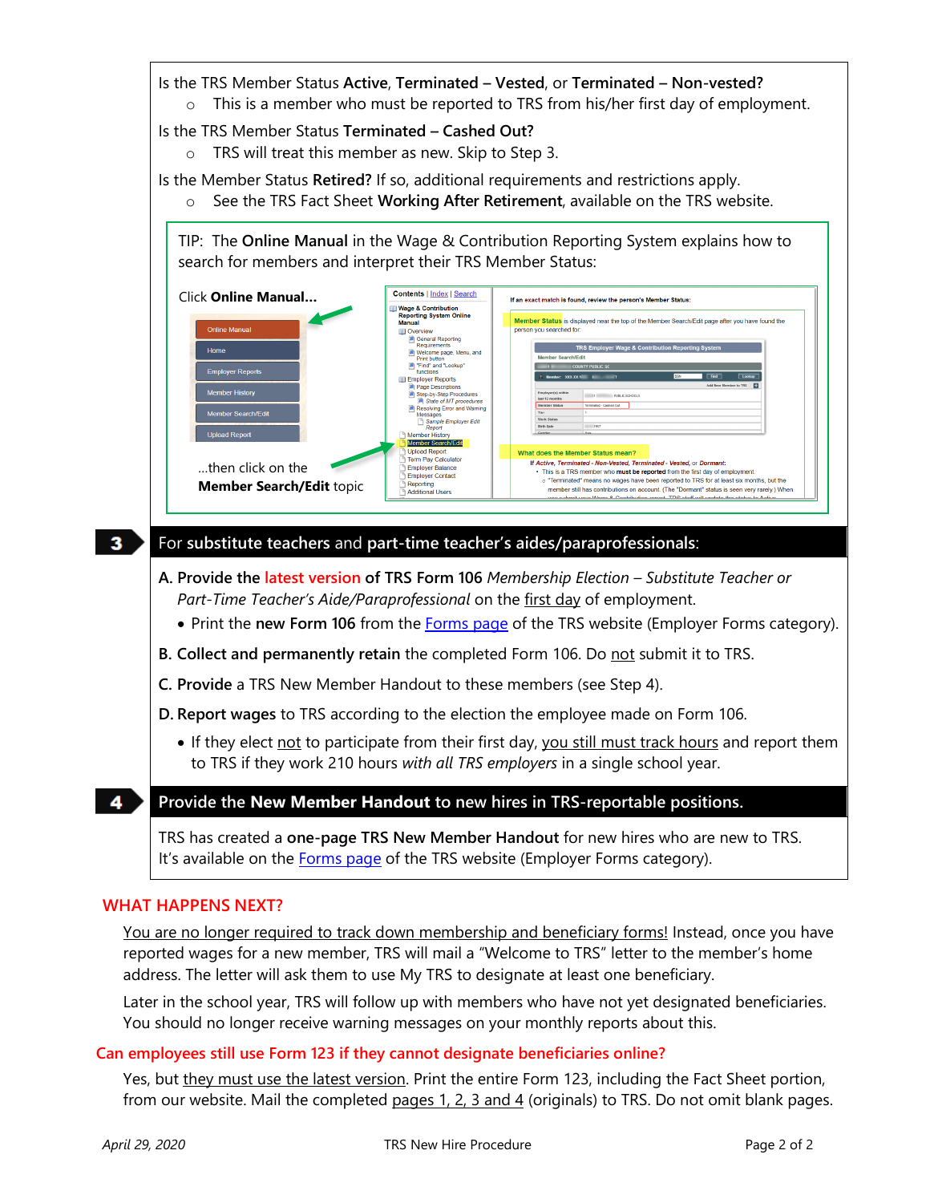Is the TRS Member Status **Active**, **Terminated – Vested**, or **Terminated – Non-vested?**

- This is a member who must be reported to TRS from his/her first day of employment.

Is the TRS Member Status **Terminated – Cashed Out?**

- TRS will treat this member as new. Skip to Step 3.

Is the Member Status **Retired?** If so, additional requirements and restrictions apply.

- See the TRS Fact Sheet **Working After Retirement**, available on the TRS website.

TIP: The **Online Manual** in the Wage & Contribution Reporting System explains how to search for members and interpret their TRS Member Status:

Click **Online Manual...**

...then click on the **Member Search/Edit** topic

## 3 For **substitute teachers** and **part-time teacher's aides/paraprofessionals**:

**A. Provide the** latest version **of TRS Form 106** *Membership Election – Substitute Teacher or Part-Time Teacher's Aide/Paraprofessional* on the first day of employment.

- Print the **new Form 106** from the Forms page of the TRS website (Employer Forms category).

**B. Collect and permanently retain** the completed Form 106. Do not submit it to TRS.

**C. Provide** a TRS New Member Handout to these members (see Step 4).

**D. Report wages** to TRS according to the election the employee made on Form 106.

- If they elect not to participate from their first day, you still must track hours and report them to TRS if they work 210 hours *with all TRS employers* in a single school year.

## 4 Provide the **New Member Handout** to new hires in TRS-reportable positions.

TRS has created a **one-page TRS New Member Handout** for new hires who are new to TRS. It's available on the Forms page of the TRS website (Employer Forms category).

## WHAT HAPPENS NEXT?

You are no longer required to track down membership and beneficiary forms! Instead, once you have reported wages for a new member, TRS will mail a "Welcome to TRS" letter to the member's home address. The letter will ask them to use My TRS to designate at least one beneficiary.

Later in the school year, TRS will follow up with members who have not yet designated beneficiaries. You should no longer receive warning messages on your monthly reports about this.

## Can employees still use Form 123 if they cannot designate beneficiaries online?

Yes, but they must use the latest version. Print the entire Form 123, including the Fact Sheet portion, from our website. Mail the completed pages 1, 2, 3 and 4 (originals) to TRS. Do not omit blank pages.

*April 29, 2020* TRS New Hire Procedure